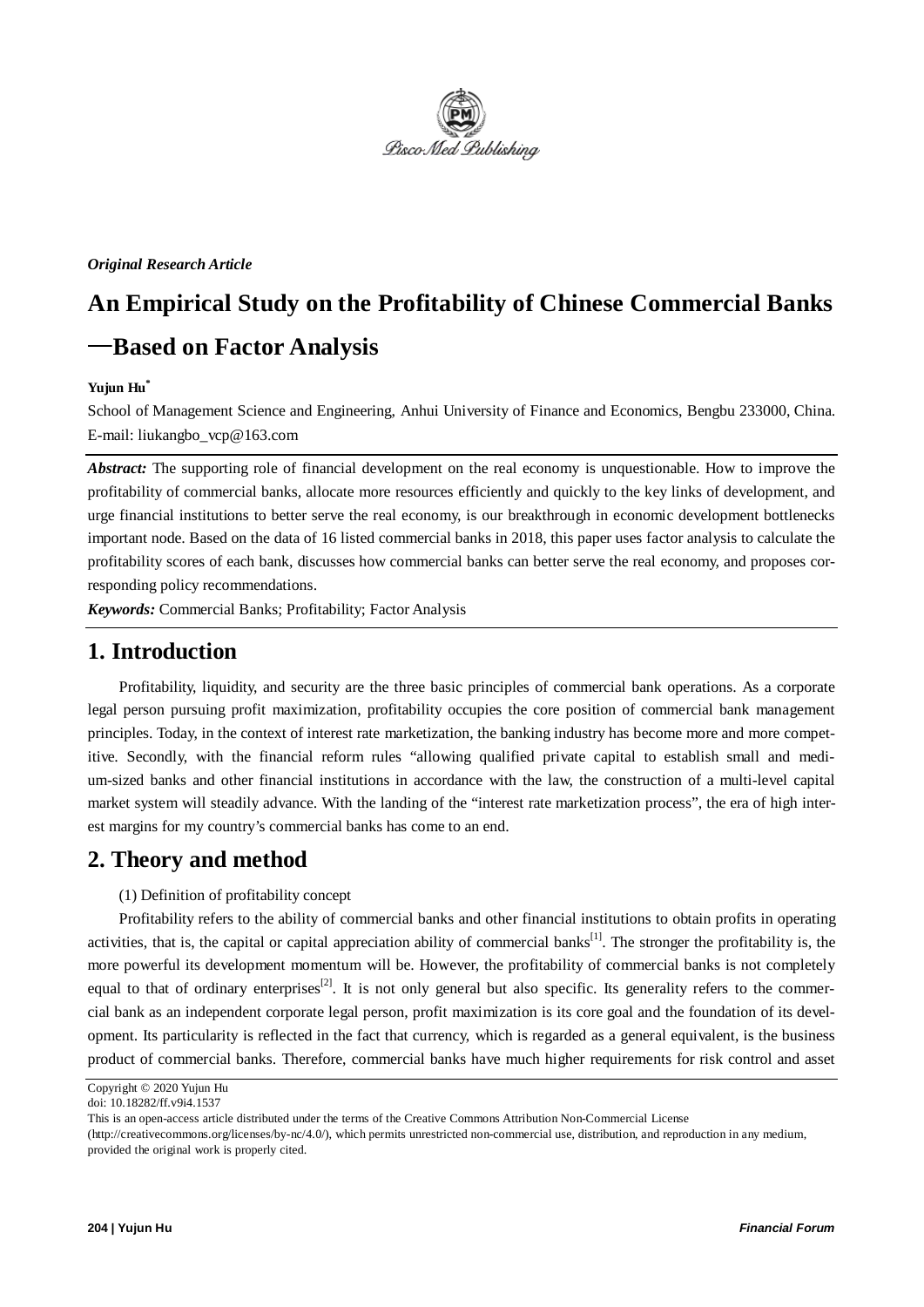*Original Research Article*

# An Empirical Study on the Profitability of Chinese Commercial Banks —Based on Factor Analysis

**Yujun Hu***

School of Management Science and Engineering, Anhui University of Finance and Economics, Bengbu 233000, China. E-mail: liukangbo_vcp@163.com

***Abstract:*** The supporting role of financial development on the real economy is unquestionable. How to improve the profitability of commercial banks, allocate more resources efficiently and quickly to the key links of development, and urge financial institutions to better serve the real economy, is our breakthrough in economic development bottlenecks important node. Based on the data of 16 listed commercial banks in 2018, this paper uses factor analysis to calculate the profitability scores of each bank, discusses how commercial banks can better serve the real economy, and proposes corresponding policy recommendations.

***Keywords:*** Commercial Banks; Profitability; Factor Analysis

## 1. Introduction

Profitability, liquidity, and security are the three basic principles of commercial bank operations. As a corporate legal person pursuing profit maximization, profitability occupies the core position of commercial bank management principles. Today, in the context of interest rate marketization, the banking industry has become more and more competitive. Secondly, with the financial reform rules "allowing qualified private capital to establish small and medium-sized banks and other financial institutions in accordance with the law, the construction of a multi-level capital market system will steadily advance. With the landing of the "interest rate marketization process", the era of high interest margins for my country's commercial banks has come to an end.

## 2. Theory and method

(1) Definition of profitability concept

Profitability refers to the ability of commercial banks and other financial institutions to obtain profits in operating activities, that is, the capital or capital appreciation ability of commercial banks[1]. The stronger the profitability is, the more powerful its development momentum will be. However, the profitability of commercial banks is not completely equal to that of ordinary enterprises[2]. It is not only general but also specific. Its generality refers to the commercial bank as an independent corporate legal person, profit maximization is its core goal and the foundation of its development. Its particularity is reflected in the fact that currency, which is regarded as a general equivalent, is the business product of commercial banks. Therefore, commercial banks have much higher requirements for risk control and asset

Copyright © 2020 Yujun Hu

doi: 10.18282/ff.v9i4.1537

This is an open-access article distributed under the terms of the Creative Commons Attribution Non-Commercial License (http://creativecommons.org/licenses/by-nc/4.0/), which permits unrestricted non-commercial use, distribution, and reproduction in any medium, provided the original work is properly cited.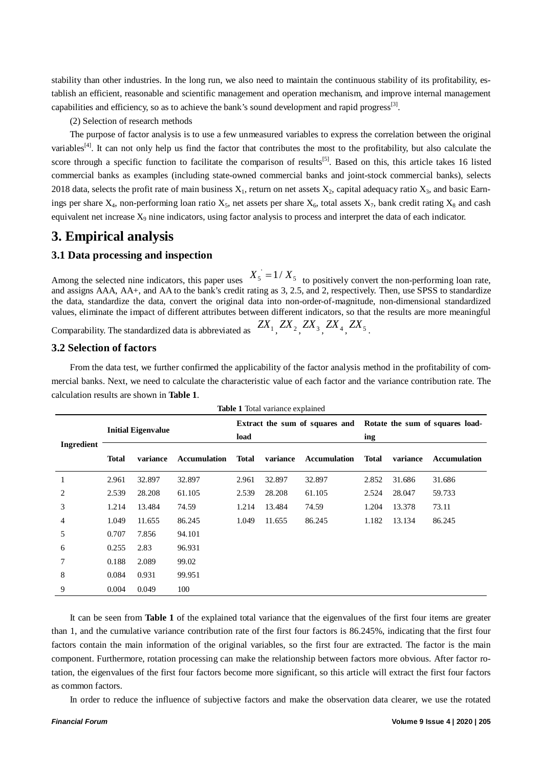stability than other industries. In the long run, we also need to maintain the continuous stability of its profitability, establish an efficient, reasonable and scientific management and operation mechanism, and improve internal management capabilities and efficiency, so as to achieve the bank's sound development and rapid progress[3].

(2) Selection of research methods

The purpose of factor analysis is to use a few unmeasured variables to express the correlation between the original variables[4]. It can not only help us find the factor that contributes the most to the profitability, but also calculate the score through a specific function to facilitate the comparison of results[5]. Based on this, this article takes 16 listed commercial banks as examples (including state-owned commercial banks and joint-stock commercial banks), selects 2018 data, selects the profit rate of main business $X_1$, return on net assets $X_2$, capital adequacy ratio $X_3$, and basic Earnings per share $X_4$, non-performing loan ratio $X_5$, net assets per share $X_6$, total assets $X_7$, bank credit rating $X_8$ and cash equivalent net increase $X_9$ nine indicators, using factor analysis to process and interpret the data of each indicator.

# 3. Empirical analysis

## 3.1 Data processing and inspection

Among the selected nine indicators, this paper uses $X_5^{'} = 1/X_5$ to positively convert the non-performing loan rate, and assigns AAA, AA+, and AA to the bank's credit rating as 3, 2.5, and 2, respectively. Then, use SPSS to standardize the data, standardize the data, convert the original data into non-order-of-magnitude, non-dimensional standardized values, eliminate the impact of different attributes between different indicators, so that the results are more meaningful Comparability. The standardized data is abbreviated as $ZX_1, ZX_2, ZX_3, ZX_4, ZX_5$.

## 3.2 Selection of factors

From the data test, we further confirmed the applicability of the factor analysis method in the profitability of commercial banks. Next, we need to calculate the characteristic value of each factor and the variance contribution rate. The calculation results are shown in **Table 1**.

**Table 1** Total variance explained

| Ingredient | Initial Eigenvalue | | | Extract the sum of squares and load | | | Rotate the sum of squares loading | | |
|---|---|---|---|---|---|---|---|---|---|
| | **Total** | **variance** | **Accumulation** | **Total** | **variance** | **Accumulation** | **Total** | **variance** | **Accumulation** |
| 1 | 2.961 | 32.897 | 32.897 | 2.961 | 32.897 | 32.897 | 2.852 | 31.686 | 31.686 |
| 2 | 2.539 | 28.208 | 61.105 | 2.539 | 28.208 | 61.105 | 2.524 | 28.047 | 59.733 |
| 3 | 1.214 | 13.484 | 74.59 | 1.214 | 13.484 | 74.59 | 1.204 | 13.378 | 73.11 |
| 4 | 1.049 | 11.655 | 86.245 | 1.049 | 11.655 | 86.245 | 1.182 | 13.134 | 86.245 |
| 5 | 0.707 | 7.856 | 94.101 | | | | | | |
| 6 | 0.255 | 2.83 | 96.931 | | | | | | |
| 7 | 0.188 | 2.089 | 99.02 | | | | | | |
| 8 | 0.084 | 0.931 | 99.951 | | | | | | |
| 9 | 0.004 | 0.049 | 100 | | | | | | |

It can be seen from **Table 1** of the explained total variance that the eigenvalues of the first four items are greater than 1, and the cumulative variance contribution rate of the first four factors is 86.245%, indicating that the first four factors contain the main information of the original variables, so the first four are extracted. The factor is the main component. Furthermore, rotation processing can make the relationship between factors more obvious. After factor rotation, the eigenvalues of the first four factors become more significant, so this article will extract the first four factors as common factors.

In order to reduce the influence of subjective factors and make the observation data clearer, we use the rotated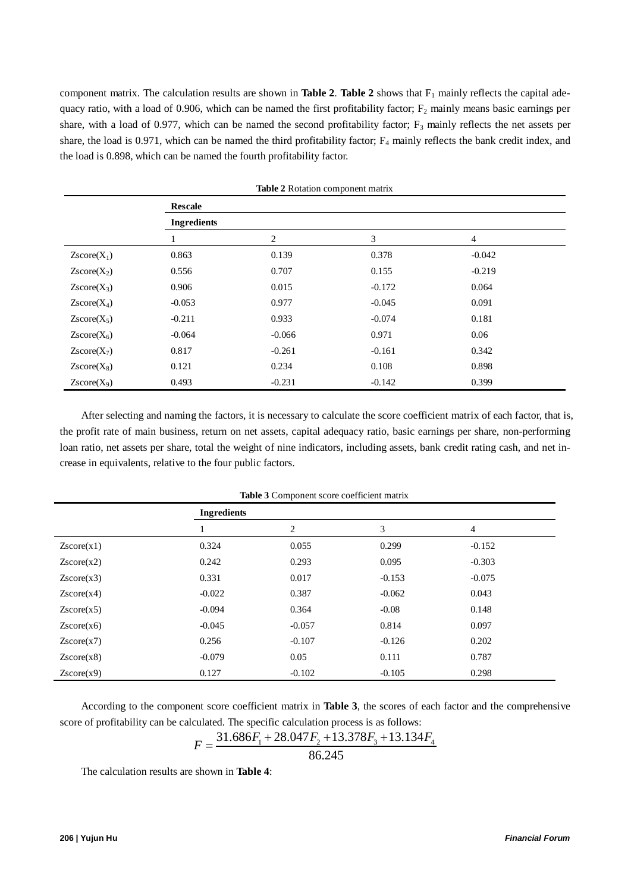component matrix. The calculation results are shown in **Table 2**. **Table 2** shows that $F_1$ mainly reflects the capital adequacy ratio, with a load of 0.906, which can be named the first profitability factor; $F_2$ mainly means basic earnings per share, with a load of 0.977, which can be named the second profitability factor; $F_3$ mainly reflects the net assets per share, the load is 0.971, which can be named the third profitability factor; $F_4$ mainly reflects the bank credit index, and the load is 0.898, which can be named the fourth profitability factor.

**Table 2** Rotation component matrix

| | **Rescale** | | | |
|---|---|---|---|---|
| | **Ingredients** | | | |
| | 1 | 2 | 3 | 4 |
| Zscore($X_1$) | 0.863 | 0.139 | 0.378 | -0.042 |
| Zscore($X_2$) | 0.556 | 0.707 | 0.155 | -0.219 |
| Zscore($X_3$) | 0.906 | 0.015 | -0.172 | 0.064 |
| Zscore($X_4$) | -0.053 | 0.977 | -0.045 | 0.091 |
| Zscore($X_5$) | -0.211 | 0.933 | -0.074 | 0.181 |
| Zscore($X_6$) | -0.064 | -0.066 | 0.971 | 0.06 |
| Zscore($X_7$) | 0.817 | -0.261 | -0.161 | 0.342 |
| Zscore($X_8$) | 0.121 | 0.234 | 0.108 | 0.898 |
| Zscore($X_9$) | 0.493 | -0.231 | -0.142 | 0.399 |

After selecting and naming the factors, it is necessary to calculate the score coefficient matrix of each factor, that is, the profit rate of main business, return on net assets, capital adequacy ratio, basic earnings per share, non-performing loan ratio, net assets per share, total the weight of nine indicators, including assets, bank credit rating cash, and net increase in equivalents, relative to the four public factors.

**Table 3** Component score coefficient matrix

| | **Ingredients** | | | |
|---|---|---|---|---|
| | 1 | 2 | 3 | 4 |
| Zscore(x1) | 0.324 | 0.055 | 0.299 | -0.152 |
| Zscore(x2) | 0.242 | 0.293 | 0.095 | -0.303 |
| Zscore(x3) | 0.331 | 0.017 | -0.153 | -0.075 |
| Zscore(x4) | -0.022 | 0.387 | -0.062 | 0.043 |
| Zscore(x5) | -0.094 | 0.364 | -0.08 | 0.148 |
| Zscore(x6) | -0.045 | -0.057 | 0.814 | 0.097 |
| Zscore(x7) | 0.256 | -0.107 | -0.126 | 0.202 |
| Zscore(x8) | -0.079 | 0.05 | 0.111 | 0.787 |
| Zscore(x9) | 0.127 | -0.102 | -0.105 | 0.298 |

According to the component score coefficient matrix in **Table 3**, the scores of each factor and the comprehensive score of profitability can be calculated. The specific calculation process is as follows:

$$F = \frac{31.686F_1 + 28.047F_2 + 13.378F_3 + 13.134F_4}{86.245}$$

The calculation results are shown in **Table 4**: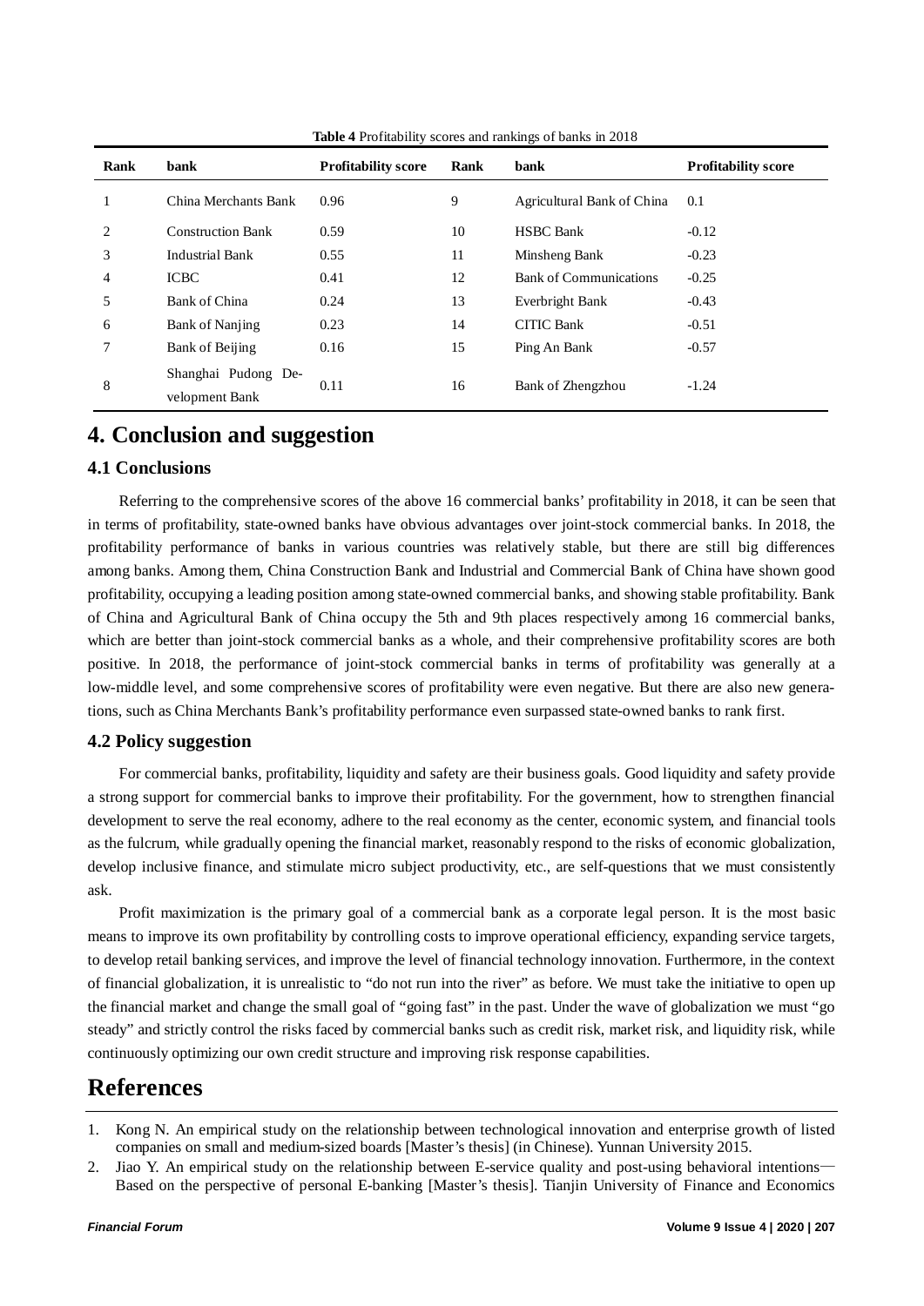**Table 4** Profitability scores and rankings of banks in 2018

| Rank | bank | Profitability score | Rank | bank | Profitability score |
|---|---|---|---|---|---|
| 1 | China Merchants Bank | 0.96 | 9 | Agricultural Bank of China | 0.1 |
| 2 | Construction Bank | 0.59 | 10 | HSBC Bank | -0.12 |
| 3 | Industrial Bank | 0.55 | 11 | Minsheng Bank | -0.23 |
| 4 | ICBC | 0.41 | 12 | Bank of Communications | -0.25 |
| 5 | Bank of China | 0.24 | 13 | Everbright Bank | -0.43 |
| 6 | Bank of Nanjing | 0.23 | 14 | CITIC Bank | -0.51 |
| 7 | Bank of Beijing | 0.16 | 15 | Ping An Bank | -0.57 |
| 8 | Shanghai Pudong Development Bank | 0.11 | 16 | Bank of Zhengzhou | -1.24 |

# 4. Conclusion and suggestion

## 4.1 Conclusions

Referring to the comprehensive scores of the above 16 commercial banks' profitability in 2018, it can be seen that in terms of profitability, state-owned banks have obvious advantages over joint-stock commercial banks. In 2018, the profitability performance of banks in various countries was relatively stable, but there are still big differences among banks. Among them, China Construction Bank and Industrial and Commercial Bank of China have shown good profitability, occupying a leading position among state-owned commercial banks, and showing stable profitability. Bank of China and Agricultural Bank of China occupy the 5th and 9th places respectively among 16 commercial banks, which are better than joint-stock commercial banks as a whole, and their comprehensive profitability scores are both positive. In 2018, the performance of joint-stock commercial banks in terms of profitability was generally at a low-middle level, and some comprehensive scores of profitability were even negative. But there are also new generations, such as China Merchants Bank's profitability performance even surpassed state-owned banks to rank first.

## 4.2 Policy suggestion

For commercial banks, profitability, liquidity and safety are their business goals. Good liquidity and safety provide a strong support for commercial banks to improve their profitability. For the government, how to strengthen financial development to serve the real economy, adhere to the real economy as the center, economic system, and financial tools as the fulcrum, while gradually opening the financial market, reasonably respond to the risks of economic globalization, develop inclusive finance, and stimulate micro subject productivity, etc., are self-questions that we must consistently ask.

Profit maximization is the primary goal of a commercial bank as a corporate legal person. It is the most basic means to improve its own profitability by controlling costs to improve operational efficiency, expanding service targets, to develop retail banking services, and improve the level of financial technology innovation. Furthermore, in the context of financial globalization, it is unrealistic to "do not run into the river" as before. We must take the initiative to open up the financial market and change the small goal of "going fast" in the past. Under the wave of globalization we must "go steady" and strictly control the risks faced by commercial banks such as credit risk, market risk, and liquidity risk, while continuously optimizing our own credit structure and improving risk response capabilities.

# References

1. Kong N. An empirical study on the relationship between technological innovation and enterprise growth of listed companies on small and medium-sized boards [Master's thesis] (in Chinese). Yunnan University 2015.
2. Jiao Y. An empirical study on the relationship between E-service quality and post-using behavioral intentions— Based on the perspective of personal E-banking [Master's thesis]. Tianjin University of Finance and Economics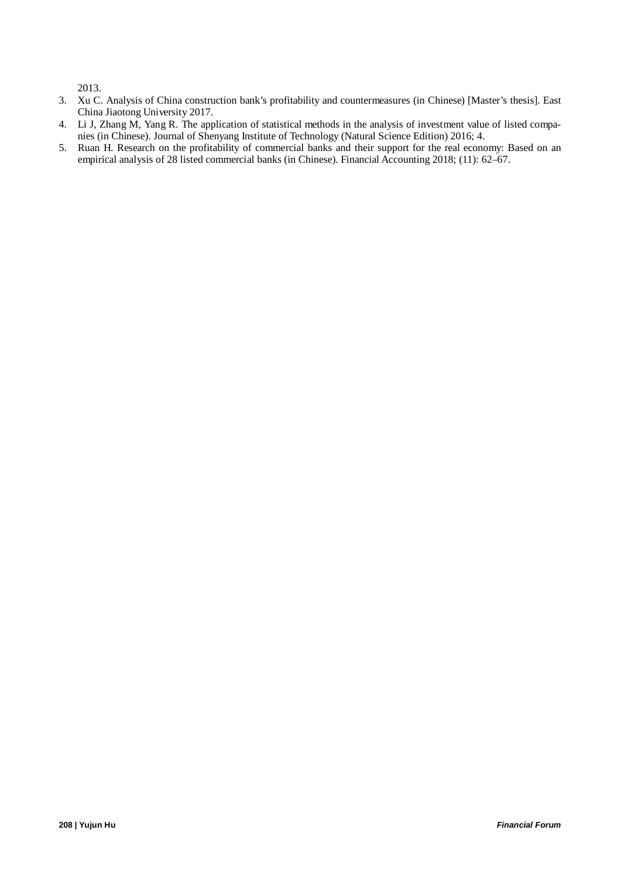2013.

3. Xu C. Analysis of China construction bank's profitability and countermeasures (in Chinese) [Master's thesis]. East China Jiaotong University 2017.
4. Li J, Zhang M, Yang R. The application of statistical methods in the analysis of investment value of listed companies (in Chinese). Journal of Shenyang Institute of Technology (Natural Science Edition) 2016; 4.
5. Ruan H. Research on the profitability of commercial banks and their support for the real economy: Based on an empirical analysis of 28 listed commercial banks (in Chinese). Financial Accounting 2018; (11): 62–67.